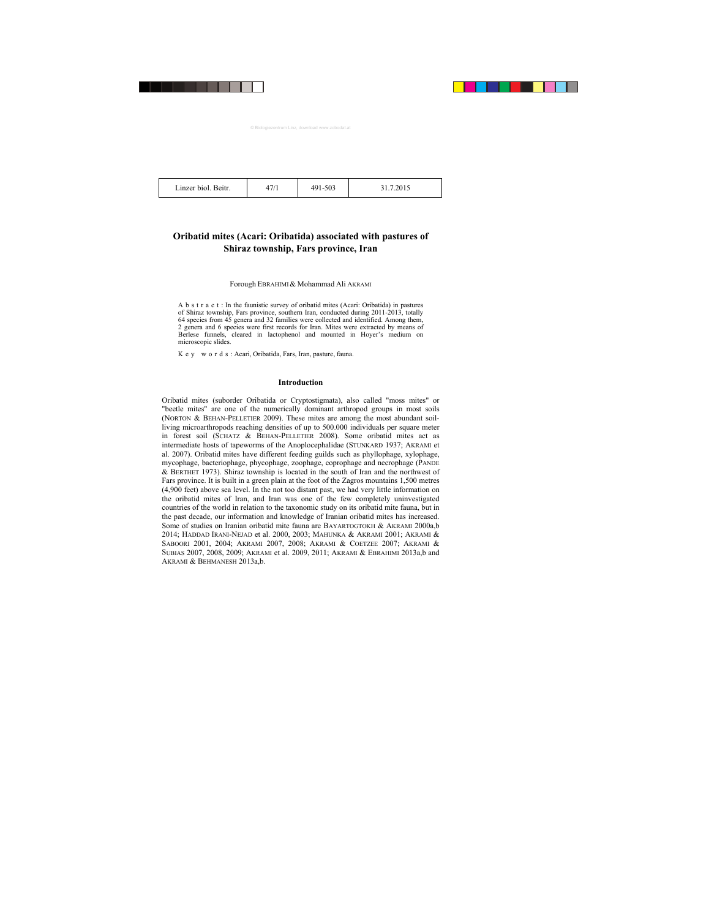# Oribatid mites (Acari: Oribatida) associated with pastures of Shiraz township, Fars province, Iran

Forough EBRAHIMI & Mohammad Ali AKRAMI

A b s t r a c t : In the faunistic survey of oribatid mites (Acari: Oribatida) in pastures of Shiraz township, Fars province, southern Iran, conducted during 2011-2013, totally 64 species from 45 genera and 32 families were collected and identified. Among them, 2 genera and 6 species were first records for Iran. Mites were extracted by means of Berlese funnels, cleared in lactophenol and mounted in Hoyer's medium on microscopic slides.

K e y w o r d s : Acari, Oribatida, Fars, Iran, pasture, fauna.

## Introduction

Oribatid mites (suborder Oribatida or Cryptostigmata), also called "moss mites" or "beetle mites" are one of the numerically dominant arthropod groups in most soils (NORTON & BEHAN-PELLETIER 2009). These mites are among the most abundant soil-living microarthropods reaching densities of up to 500.000 individuals per square meter in forest soil (SCHATZ & BEHAN-PELLETIER 2008). Some oribatid mites act as intermediate hosts of tapeworms of the Anoplocephalidae (STUNKARD 1937; AKRAMI et al. 2007). Oribatid mites have different feeding guilds such as phyllophage, xylophage, mycophage, bacteriophage, phycophage, zoophage, coprophage and necrophage (PANDE & BERTHET 1973). Shiraz township is located in the south of Iran and the northwest of Fars province. It is built in a green plain at the foot of the Zagros mountains 1,500 metres (4,900 feet) above sea level. In the not too distant past, we had very little information on the oribatid mites of Iran, and Iran was one of the few completely uninvestigated countries of the world in relation to the taxonomic study on its oribatid mite fauna, but in the past decade, our information and knowledge of Iranian oribatid mites has increased. Some of studies on Iranian oribatid mite fauna are BAYARTOGTOKH & AKRAMI 2000a,b 2014; HADDAD IRANI-NEJAD et al. 2000, 2003; MAHUNKA & AKRAMI 2001; AKRAMI & SABOORI 2001, 2004; AKRAMI 2007, 2008; AKRAMI & COETZEE 2007; AKRAMI & SUBIAS 2007, 2008, 2009; AKRAMI et al. 2009, 2011; AKRAMI & EBRAHIMI 2013a,b and AKRAMI & BEHMANESH 2013a,b.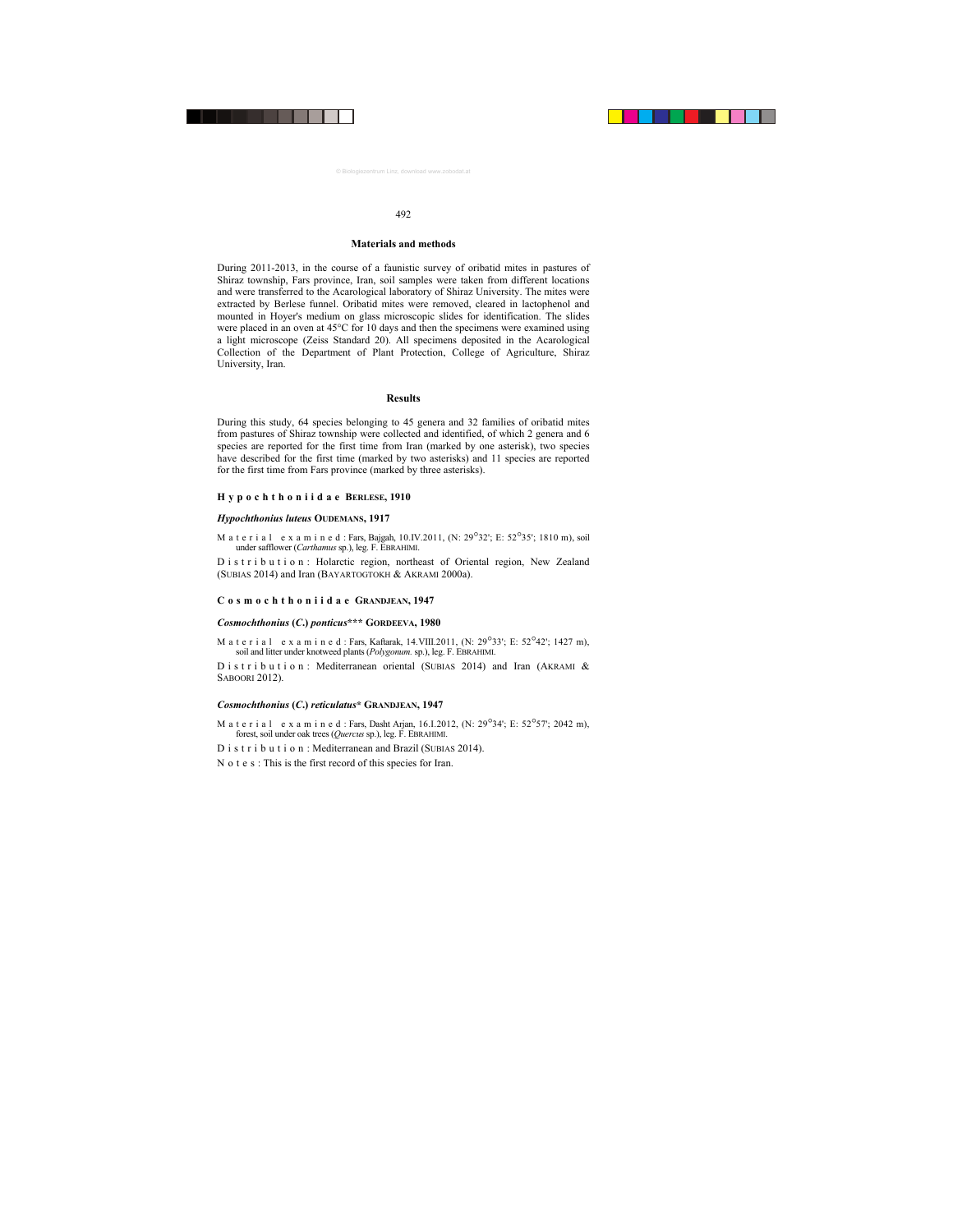## Materials and methods

During 2011-2013, in the course of a faunistic survey of oribatid mites in pastures of Shiraz township, Fars province, Iran, soil samples were taken from different locations and were transferred to the Acarological laboratory of Shiraz University. The mites were extracted by Berlese funnel. Oribatid mites were removed, cleared in lactophenol and mounted in Hoyer's medium on glass microscopic slides for identification. The slides were placed in an oven at 45°C for 10 days and then the specimens were examined using a light microscope (Zeiss Standard 20). All specimens deposited in the Acarological Collection of the Department of Plant Protection, College of Agriculture, Shiraz University, Iran.

## Results

During this study, 64 species belonging to 45 genera and 32 families of oribatid mites from pastures of Shiraz township were collected and identified, of which 2 genera and 6 species are reported for the first time from Iran (marked by one asterisk), two species have described for the first time (marked by two asterisks) and 11 species are reported for the first time from Fars province (marked by three asterisks).

### Hypochthoniidae BERLESE, 1910

#### *Hypochthonius luteus* OUDEMANS, 1917

Material examined: Fars, Bajgah, 10.IV.2011, (N: 29°32'; E: 52°35'; 1810 m), soil under safflower (*Carthamus* sp.), leg. F. EBRAHIMI.

Distribution: Holarctic region, northeast of Oriental region, New Zealand (SUBIAS 2014) and Iran (BAYARTOGTOKH & AKRAMI 2000a).

### Cosmochthoniidae GRANDJEAN, 1947

#### *Cosmochthonius* (*C.*) *ponticus**** GORDEEVA, 1980

Material examined: Fars, Kaftarak, 14.VIII.2011, (N: 29°33'; E: 52°42'; 1427 m), soil and litter under knotweed plants (*Polygonum.* sp.), leg. F. EBRAHIMI.

Distribution: Mediterranean oriental (SUBIAS 2014) and Iran (AKRAMI & SABOORI 2012).

#### *Cosmochthonius* (*C.*) *reticulatus** GRANDJEAN, 1947

Material examined: Fars, Dasht Arjan, 16.I.2012, (N: 29°34'; E: 52°57'; 2042 m), forest, soil under oak trees (*Quercus* sp.), leg. F. EBRAHIMI.

Distribution: Mediterranean and Brazil (SUBIAS 2014).

Notes: This is the first record of this species for Iran.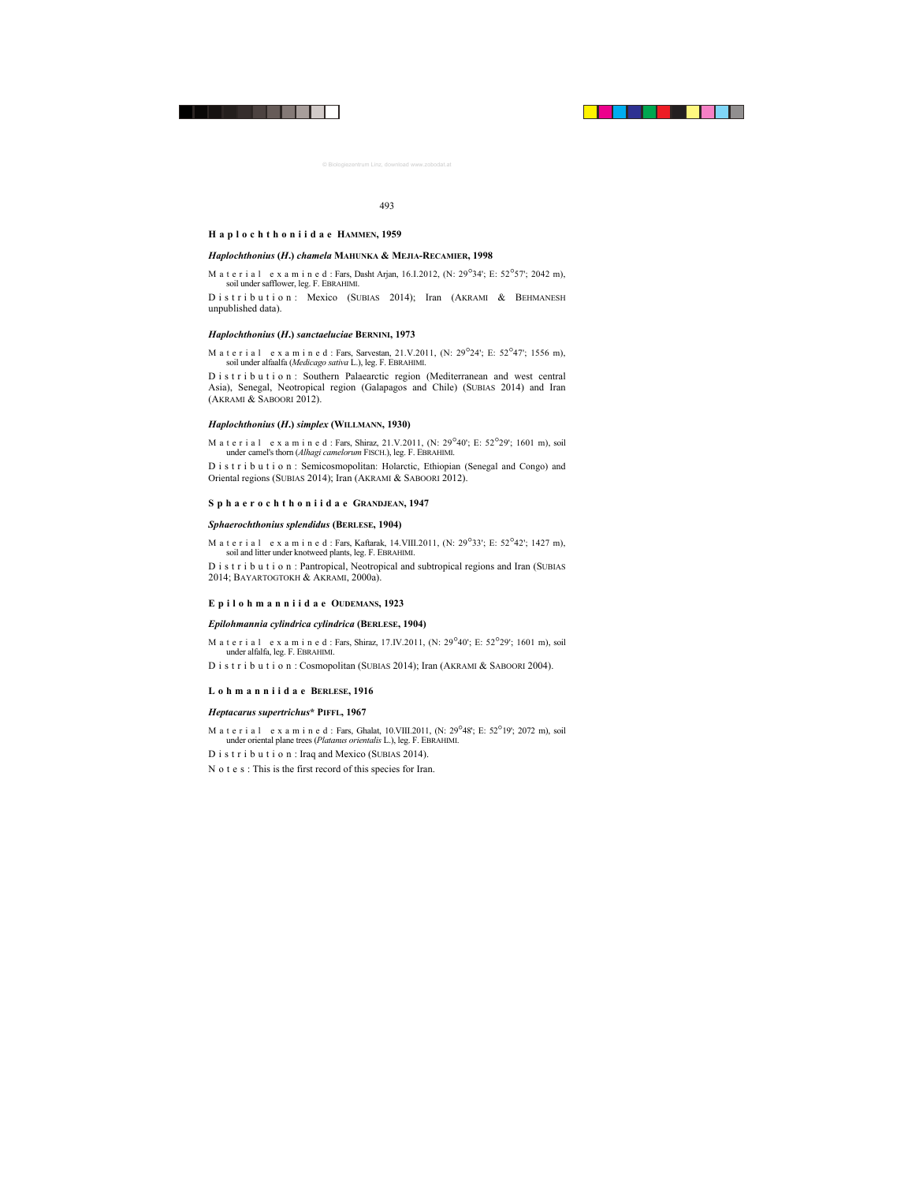### Haplochthoniidae HAMMEN, 1959

#### *Haplochthonius (H.) chamela* MAHUNKA & MEJIA-RECAMIER, 1998

Material examined: Fars, Dasht Arjan, 16.I.2012, (N: 29°34'; E: 52°57'; 2042 m), soil under safflower, leg. F. EBRAHIMI.

Distribution: Mexico (SUBIAS 2014); Iran (AKRAMI & BEHMANESH unpublished data).

#### *Haplochthonius (H.) sanctaeluciae* BERNINI, 1973

Material examined: Fars, Sarvestan, 21.V.2011, (N: 29°24'; E: 52°47'; 1556 m), soil under alfaalfa (*Medicago sativa* L.), leg. F. EBRAHIMI.

Distribution: Southern Palaearctic region (Mediterranean and west central Asia), Senegal, Neotropical region (Galapagos and Chile) (SUBIAS 2014) and Iran (AKRAMI & SABOORI 2012).

#### *Haplochthonius (H.) simplex* (WILLMANN, 1930)

Material examined: Fars, Shiraz, 21.V.2011, (N: 29°40'; E: 52°29'; 1601 m), soil under camel's thorn (*Alhagi camelorum* FISCH.), leg. F. EBRAHIMI.

Distribution: Semicosmopolitan: Holarctic, Ethiopian (Senegal and Congo) and Oriental regions (SUBIAS 2014); Iran (AKRAMI & SABOORI 2012).

### Sphaerochthoniidae GRANDJEAN, 1947

#### *Sphaerochthonius splendidus* (BERLESE, 1904)

Material examined: Fars, Kaftarak, 14.VIII.2011, (N: 29°33'; E: 52°42'; 1427 m), soil and litter under knotweed plants, leg. F. EBRAHIMI.

Distribution: Pantropical, Neotropical and subtropical regions and Iran (SUBIAS 2014; BAYARTOGTOKH & AKRAMI, 2000a).

### Epilohmanniidae OUDEMANS, 1923

#### *Epilohmannia cylindrica cylindrica* (BERLESE, 1904)

Material examined: Fars, Shiraz, 17.IV.2011, (N: 29°40'; E: 52°29'; 1601 m), soil under alfalfa, leg. F. EBRAHIMI.

Distribution: Cosmopolitan (SUBIAS 2014); Iran (AKRAMI & SABOORI 2004).

### Lohmanniidae BERLESE, 1916

#### *Heptacarus supertrichus** PIFFL, 1967

Material examined: Fars, Ghalat, 10.VIII.2011, (N: 29°48'; E: 52°19'; 2072 m), soil under oriental plane trees (*Platanus orientalis* L.), leg. F. EBRAHIMI.

Distribution: Iraq and Mexico (SUBIAS 2014).

Notes: This is the first record of this species for Iran.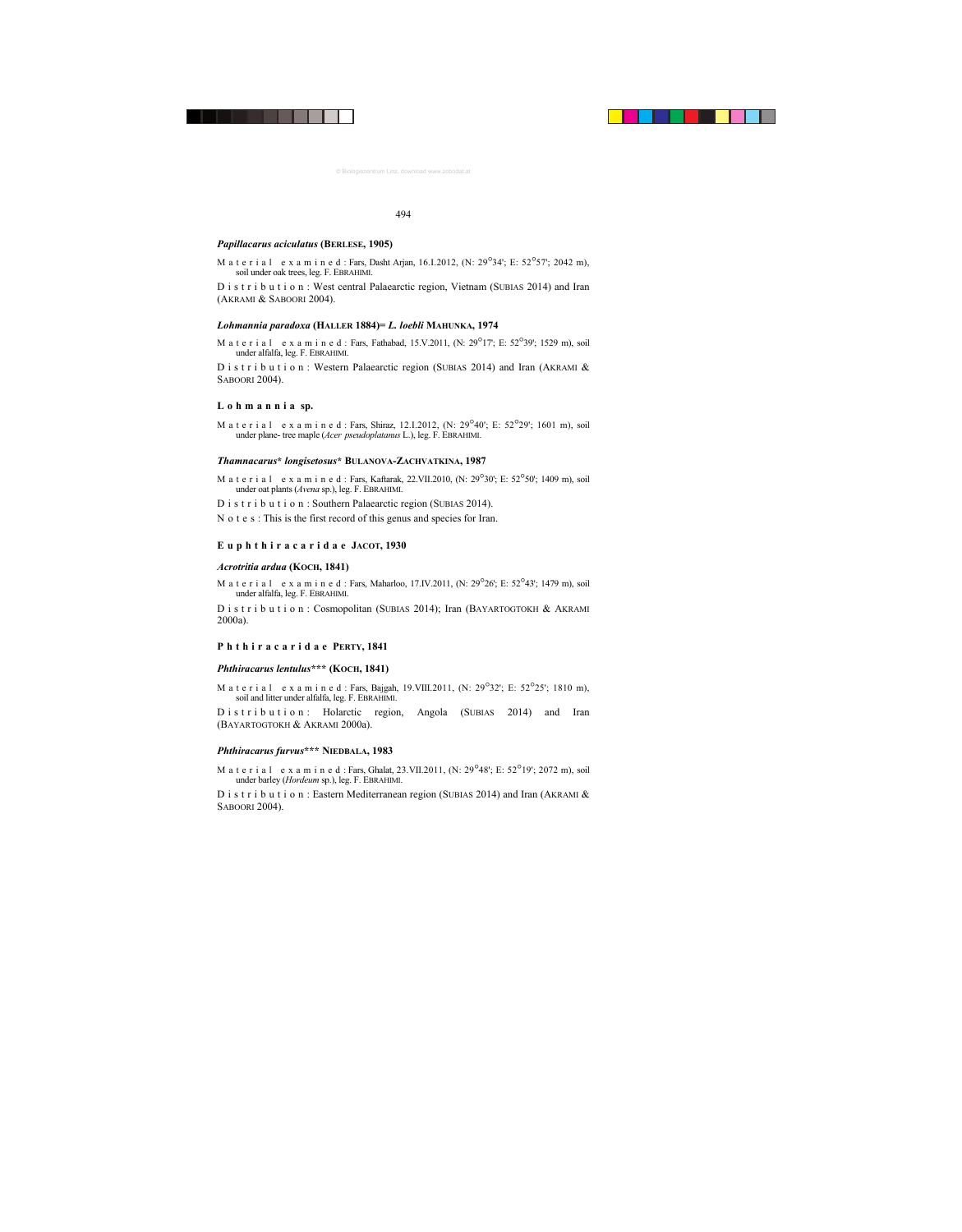### *Papillacarus aciculatus* (BERLESE, 1905)

M a t e r i a l   e x a m i n e d : Fars, Dasht Arjan, 16.I.2012, (N: 29°34'; E: 52°57'; 2042 m), soil under oak trees, leg. F. EBRAHIMI.

D i s t r i b u t i o n : West central Palaearctic region, Vietnam (SUBIAS 2014) and Iran (AKRAMI & SABOORI 2004).

### *Lohmannia paradoxa* (HALLER 1884)= *L. loebli* MAHUNKA, 1974

M a t e r i a l   e x a m i n e d : Fars, Fathabad, 15.V.2011, (N: 29°17'; E: 52°39'; 1529 m), soil under alfalfa, leg. F. EBRAHIMI.

D i s t r i b u t i o n : Western Palaearctic region (SUBIAS 2014) and Iran (AKRAMI & SABOORI 2004).

### L o h m a n n i a sp.

M a t e r i a l   e x a m i n e d : Fars, Shiraz, 12.I.2012, (N: 29°40'; E: 52°29'; 1601 m), soil under plane- tree maple (*Acer pseudoplatanus* L.), leg. F. EBRAHIMI.

### *Thamnacarus\* longisetosus\** BULANOVA-ZACHVATKINA, 1987

M a t e r i a l   e x a m i n e d : Fars, Kaftarak, 22.VII.2010, (N: 29°30'; E: 52°50'; 1409 m), soil under oat plants (*Avena* sp.), leg. F. EBRAHIMI.

D i s t r i b u t i o n : Southern Palaearctic region (SUBIAS 2014).

N o t e s : This is the first record of this genus and species for Iran.

## E u p h t h i r a c a r i d a e JACOT, 1930

### *Acrotritia ardua* (KOCH, 1841)

M a t e r i a l   e x a m i n e d : Fars, Maharloo, 17.IV.2011, (N: 29°26'; E: 52°43'; 1479 m), soil under alfalfa, leg. F. EBRAHIMI.

D i s t r i b u t i o n : Cosmopolitan (SUBIAS 2014); Iran (BAYARTOGTOKH & AKRAMI 2000a).

## P h t h i r a c a r i d a e PERTY, 1841

### *Phthiracarus lentulus*\*\*\* (KOCH, 1841)

M a t e r i a l   e x a m i n e d : Fars, Bajgah, 19.VIII.2011, (N: 29°32'; E: 52°25'; 1810 m), soil and litter under alfalfa, leg. F. EBRAHIMI.

D i s t r i b u t i o n : Holarctic region, Angola (SUBIAS 2014) and Iran (BAYARTOGTOKH & AKRAMI 2000a).

### *Phthiracarus furvus*\*\*\* NIEDBALA, 1983

M a t e r i a l   e x a m i n e d : Fars, Ghalat, 23.VII.2011, (N: 29°48'; E: 52°19'; 2072 m), soil under barley (*Hordeum* sp.), leg. F. EBRAHIMI.

D i s t r i b u t i o n : Eastern Mediterranean region (SUBIAS 2014) and Iran (AKRAMI & SABOORI 2004).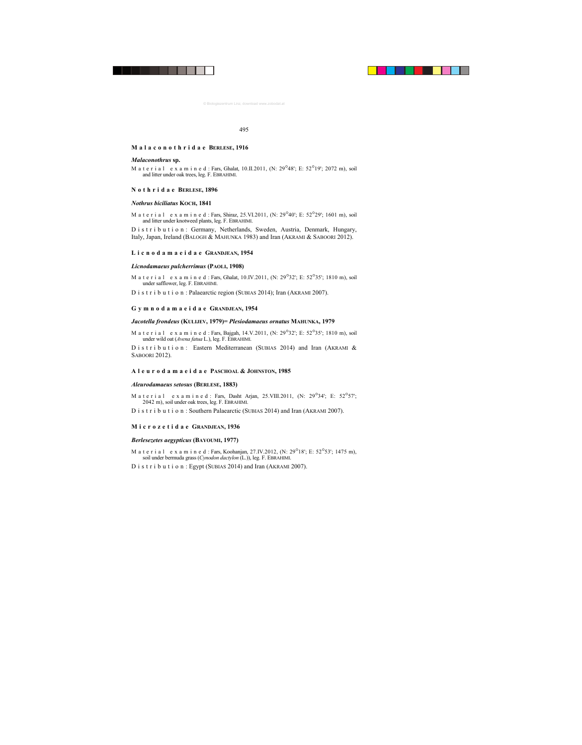## Malaconothridae BERLESE, 1916

### *Malaconothrus* sp.

Material examined: Fars, Ghalat, 10.II.2011, (N: 29°48'; E: 52°19'; 2072 m), soil and litter under oak trees, leg. F. EBRAHIMI.

## Nothridae BERLESE, 1896

### *Nothrus biciliatus* KOCH, 1841

Material examined: Fars, Shiraz, 25.VI.2011, (N: 29°40'; E: 52°29'; 1601 m), soil and litter under knotweed plants, leg. F. EBRAHIMI.

Distribution: Germany, Netherlands, Sweden, Austria, Denmark, Hungary, Italy, Japan, Ireland (BALOGH & MAHUNKA 1983) and Iran (AKRAMI & SABOORI 2012).

## Licnodamaeidae GRANDJEAN, 1954

### *Licnodamaeus pulcherrimus* (PAOLI, 1908)

Material examined: Fars, Ghalat, 10.IV.2011, (N: 29°32'; E: 52°35'; 1810 m), soil under safflower, leg. F. EBRAHIMI.

Distribution: Palaearctic region (SUBIAS 2014); Iran (AKRAMI 2007).

## Gymnodamaeidae GRANDJEAN, 1954

### *Jacotella frondeus* (KULIJEV, 1979)= *Plesiodamaeus ornatus* MAHUNKA, 1979

Material examined: Fars, Bajgah, 14.V.2011, (N: 29°32'; E: 52°35'; 1810 m), soil under wild oat (*Avena fatua* L.), leg. F. EBRAHIMI.

Distribution: Eastern Mediterranean (SUBIAS 2014) and Iran (AKRAMI & SABOORI 2012).

## Aleurodamaeidae PASCHOAL & JOHNSTON, 1985

### *Aleurodamaeus setosus* (BERLESE, 1883)

Material examined: Fars, Dasht Arjan, 25.VIII.2011, (N: 29°34'; E: 52°57'; 2042 m), soil under oak trees, leg. F. EBRAHIMI.

Distribution: Southern Palaearctic (SUBIAS 2014) and Iran (AKRAMI 2007).

## Microzetidae GRANDJEAN, 1936

### *Berlesezetes aegypticus* (BAYOUMI, 1977)

Material examined: Fars, Koohanjan, 27.IV.2012, (N: 29°18'; E: 52°53'; 1475 m), soil under bermuda grass (*Cynodon dactylon* (L.)), leg. F. EBRAHIMI.

Distribution: Egypt (SUBIAS 2014) and Iran (AKRAMI 2007).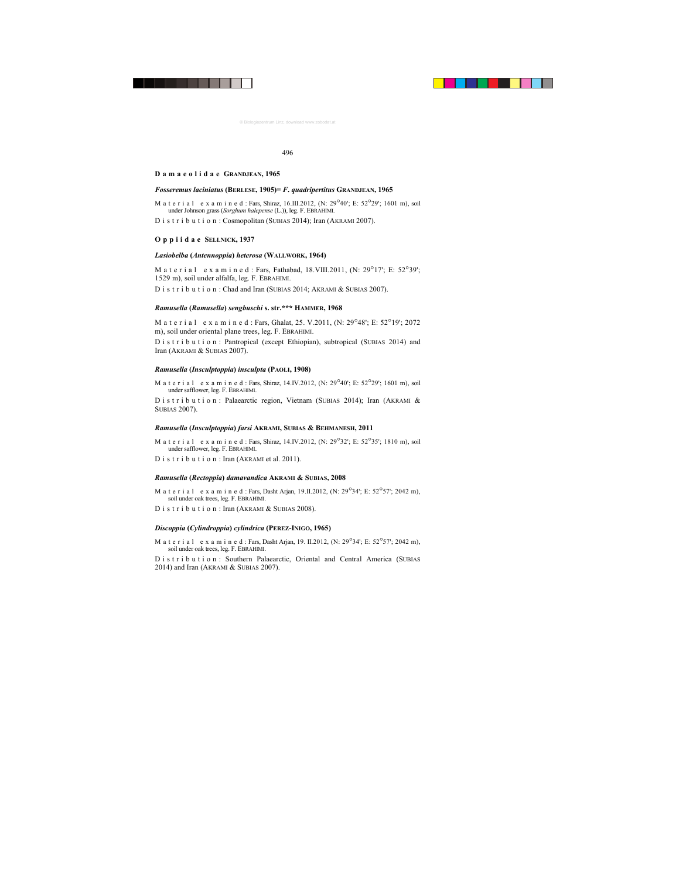**Damaeolidae GRANDJEAN, 1965**

***Fosseremus laciniatus* (BERLESE, 1905)= *F. quadripertitus* GRANDJEAN, 1965**

Material examined: Fars, Shiraz, 16.III.2012, (N: 29°40'; E: 52°29'; 1601 m), soil under Johnson grass (*Sorghum halepense* (L.)), leg. F. EBRAHIMI.

Distribution: Cosmopolitan (SUBIAS 2014); Iran (AKRAMI 2007).

**Oppiidae SELLNICK, 1937**

***Lasiobelba* (*Antennoppia*) *heterosa* (WALLWORK, 1964)**

Material examined: Fars, Fathabad, 18.VIII.2011, (N: 29°17'; E: 52°39'; 1529 m), soil under alfalfa, leg. F. EBRAHIMI.

Distribution: Chad and Iran (SUBIAS 2014; AKRAMI & SUBIAS 2007).

***Ramusella* (*Ramusella*) *sengbuschi* s. str.\*\*\* HAMMER, 1968**

Material examined: Fars, Ghalat, 25. V.2011, (N: 29°48'; E: 52°19'; 2072 m), soil under oriental plane trees, leg. F. EBRAHIMI.

Distribution: Pantropical (except Ethiopian), subtropical (SUBIAS 2014) and Iran (AKRAMI & SUBIAS 2007).

***Ramusella* (*Insculptoppia*) *insculpta* (PAOLI, 1908)**

Material examined: Fars, Shiraz, 14.IV.2012, (N: 29°40'; E: 52°29'; 1601 m), soil under safflower, leg. F. EBRAHIMI.

Distribution: Palaearctic region, Vietnam (SUBIAS 2014); Iran (AKRAMI & SUBIAS 2007).

***Ramusella* (*Insculptoppia*) *farsi* AKRAMI, SUBIAS & BEHMANESH, 2011**

Material examined: Fars, Shiraz, 14.IV.2012, (N: 29°32'; E: 52°35'; 1810 m), soil under safflower, leg. F. EBRAHIMI.

Distribution: Iran (AKRAMI et al. 2011).

***Ramusella* (*Rectoppia*) *damavandica* AKRAMI & SUBIAS, 2008**

Material examined: Fars, Dasht Arjan, 19.II.2012, (N: 29°34'; E: 52°57'; 2042 m), soil under oak trees, leg. F. EBRAHIMI.

Distribution: Iran (AKRAMI & SUBIAS 2008).

***Discoppia* (*Cylindroppia*) *cylindrica* (PEREZ-INIGO, 1965)**

Material examined: Fars, Dasht Arjan, 19. II.2012, (N: 29°34'; E: 52°57'; 2042 m), soil under oak trees, leg. F. EBRAHIMI.

Distribution: Southern Palaearctic, Oriental and Central America (SUBIAS 2014) and Iran (AKRAMI & SUBIAS 2007).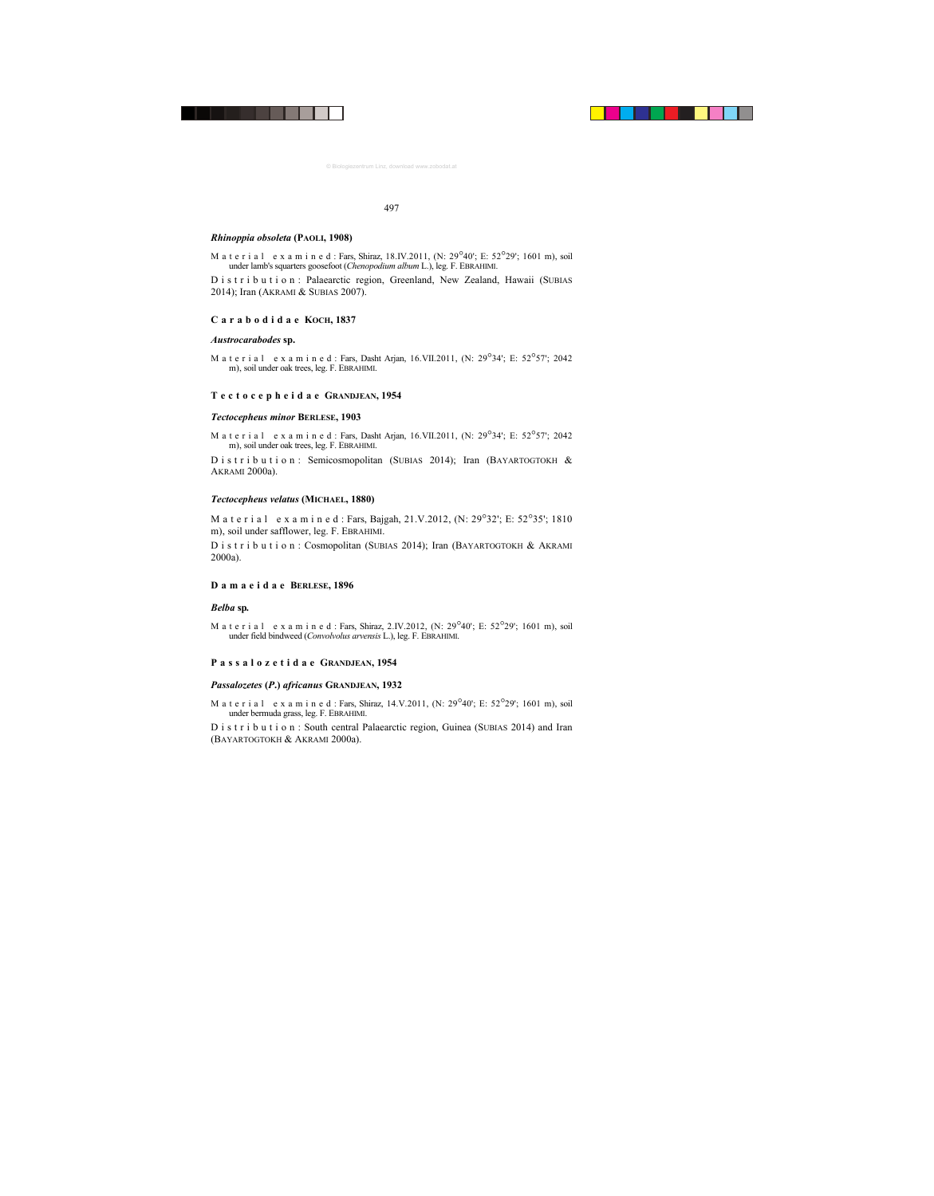### *Rhinoppia obsoleta* (PAOLI, 1908)

Material examined: Fars, Shiraz, 18.IV.2011, (N: 29°40'; E: 52°29'; 1601 m), soil under lamb's squarters goosefoot (*Chenopodium album* L.), leg. F. EBRAHIMI.

Distribution: Palaearctic region, Greenland, New Zealand, Hawaii (SUBIAS 2014); Iran (AKRAMI & SUBIAS 2007).

## Carabodidae KOCH, 1837

### *Austrocarabodes* sp.

Material examined: Fars, Dasht Arjan, 16.VII.2011, (N: 29°34'; E: 52°57'; 2042 m), soil under oak trees, leg. F. EBRAHIMI.

## Tectocepheidae GRANDJEAN, 1954

### *Tectocepheus minor* BERLESE, 1903

Material examined: Fars, Dasht Arjan, 16.VII.2011, (N: 29°34'; E: 52°57'; 2042 m), soil under oak trees, leg. F. EBRAHIMI.

Distribution: Semicosmopolitan (SUBIAS 2014); Iran (BAYARTOGTOKH & AKRAMI 2000a).

### *Tectocepheus velatus* (MICHAEL, 1880)

Material examined: Fars, Bajgah, 21.V.2012, (N: 29°32'; E: 52°35'; 1810 m), soil under safflower, leg. F. EBRAHIMI.

Distribution: Cosmopolitan (SUBIAS 2014); Iran (BAYARTOGTOKH & AKRAMI 2000a).

## Damaeidae BERLESE, 1896

### *Belba* sp.

Material examined: Fars, Shiraz, 2.IV.2012, (N: 29°40'; E: 52°29'; 1601 m), soil under field bindweed (*Convolvulus arvensis* L.), leg. F. EBRAHIMI.

## Passalozetidae GRANDJEAN, 1954

### *Passalozetes* (*P.*) *africanus* GRANDJEAN, 1932

Material examined: Fars, Shiraz, 14.V.2011, (N: 29°40'; E: 52°29'; 1601 m), soil under bermuda grass, leg. F. EBRAHIMI.

Distribution: South central Palaearctic region, Guinea (SUBIAS 2014) and Iran (BAYARTOGTOKH & AKRAMI 2000a).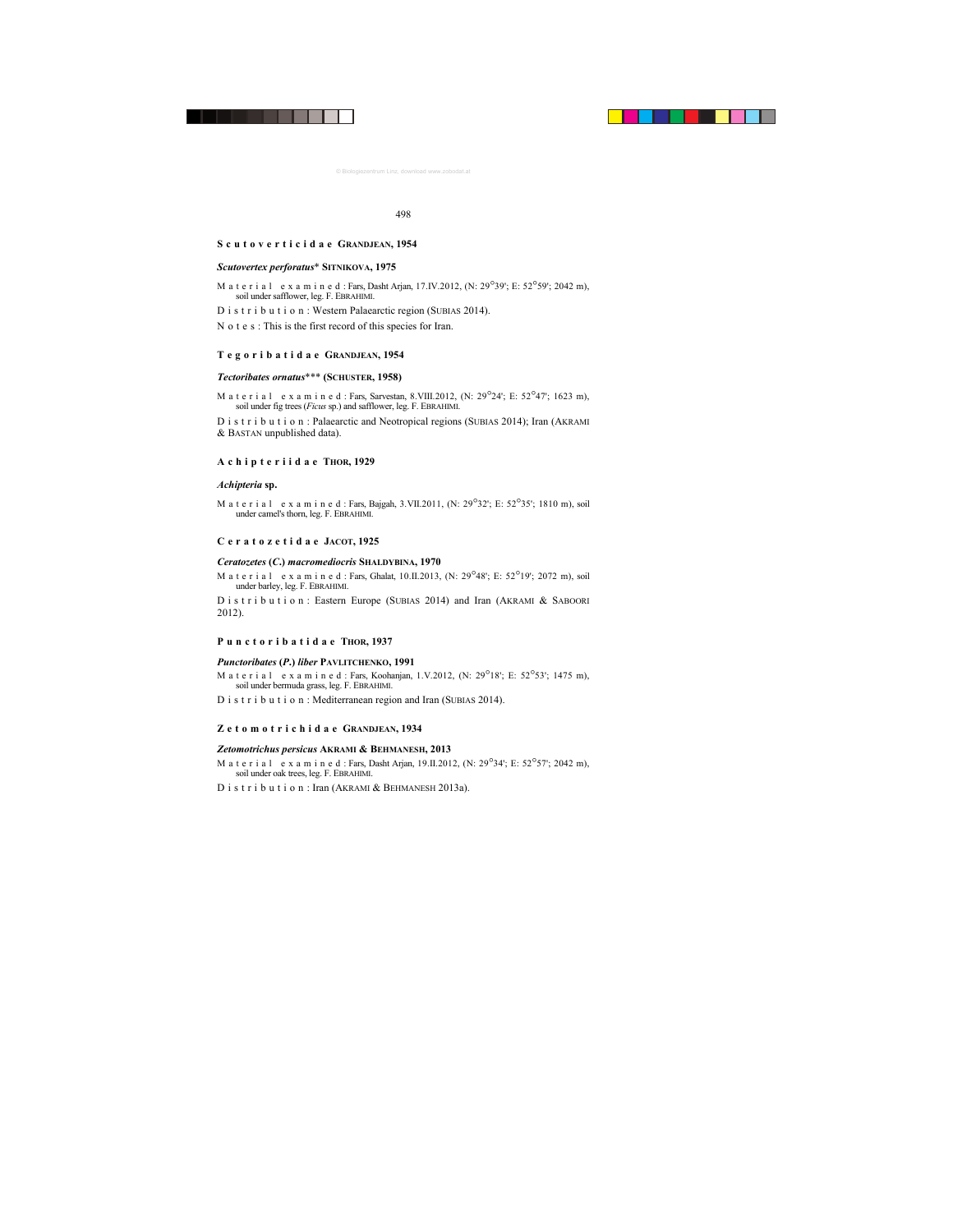## Scutoverticidae GRANDJEAN, 1954

### *Scutovertex perforatus** SITNIKOVA, 1975

Material examined: Fars, Dasht Arjan, 17.IV.2012, (N: 29°39'; E: 52°59'; 2042 m), soil under safflower, leg. F. EBRAHIMI.

Distribution: Western Palaearctic region (SUBIAS 2014).

Notes: This is the first record of this species for Iran.

## Tegoribatidae GRANDJEAN, 1954

### *Tectoribates ornatus**** (SCHUSTER, 1958)

Material examined: Fars, Sarvestan, 8.VIII.2012, (N: 29°24'; E: 52°47'; 1623 m), soil under fig trees (*Ficus* sp.) and safflower, leg. F. EBRAHIMI.

Distribution: Palaearctic and Neotropical regions (SUBIAS 2014); Iran (AKRAMI & BASTAN unpublished data).

## Achipteriidae THOR, 1929

### *Achipteria* sp.

Material examined: Fars, Bajgah, 3.VII.2011, (N: 29°32'; E: 52°35'; 1810 m), soil under camel's thorn, leg. F. EBRAHIMI.

## Ceratozetidae JACOT, 1925

### *Ceratozetes* (*C.*) *macromediocris* SHALDYBINA, 1970

Material examined: Fars, Ghalat, 10.II.2013, (N: 29°48'; E: 52°19'; 2072 m), soil under barley, leg. F. EBRAHIMI.

Distribution: Eastern Europe (SUBIAS 2014) and Iran (AKRAMI & SABOORI 2012).

## Punctoribatidae THOR, 1937

### *Punctoribates* (*P.*) *liber* PAVLITCHENKO, 1991

Material examined: Fars, Koohanjan, 1.V.2012, (N: 29°18'; E: 52°53'; 1475 m), soil under bermuda grass, leg. F. EBRAHIMI.

Distribution: Mediterranean region and Iran (SUBIAS 2014).

## Zetomotrichidae GRANDJEAN, 1934

### *Zetomotrichus persicus* AKRAMI & BEHMANESH, 2013

Material examined: Fars, Dasht Arjan, 19.II.2012, (N: 29°34'; E: 52°57'; 2042 m), soil under oak trees, leg. F. EBRAHIMI.

Distribution: Iran (AKRAMI & BEHMANESH 2013a).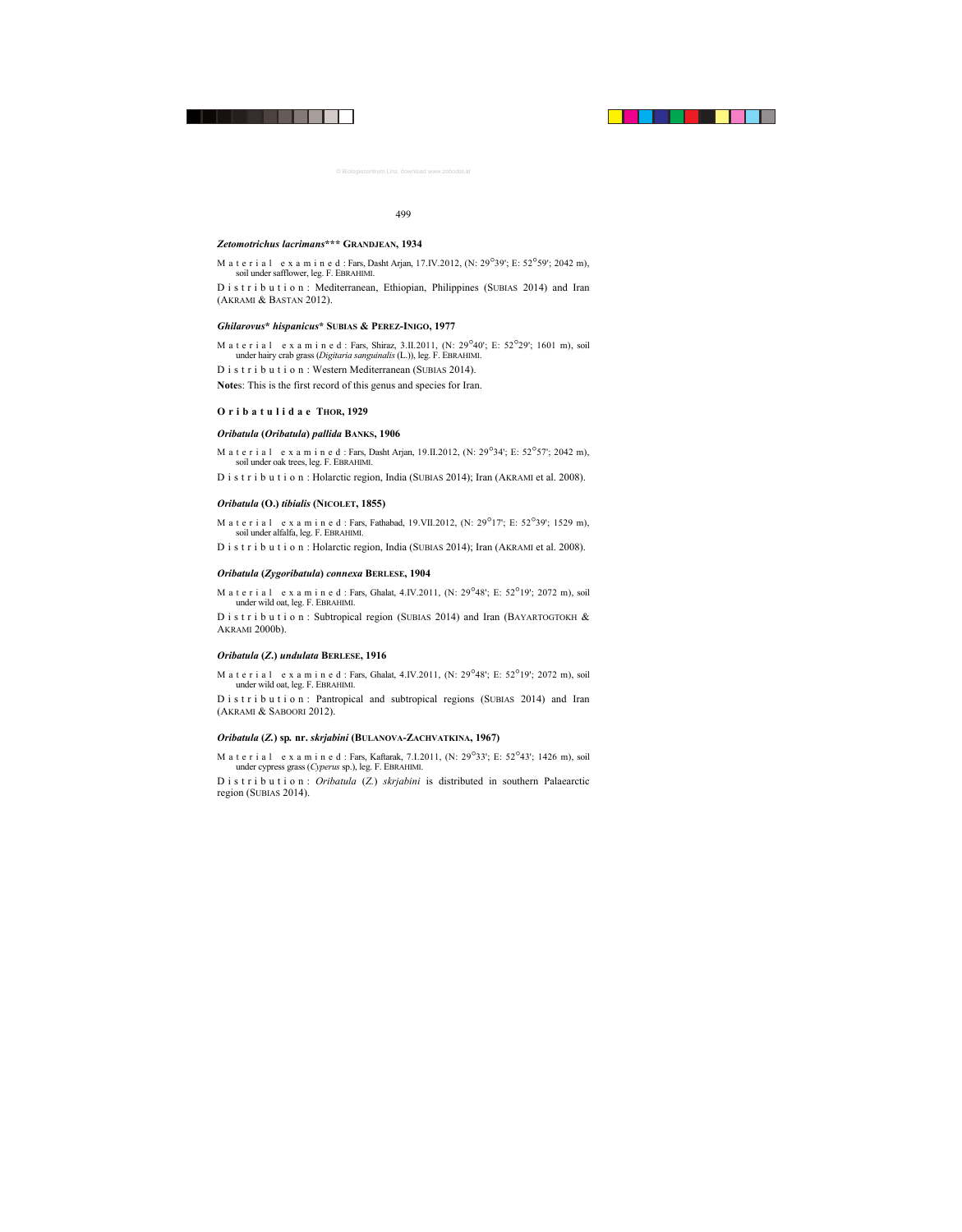### *Zetomotrichus lacrimans*\*\*\* Grandjean, 1934

Material examined: Fars, Dasht Arjan, 17.IV.2012, (N: 29°39'; E: 52°59'; 2042 m), soil under safflower, leg. F. Ebrahimi.

Distribution: Mediterranean, Ethiopian, Philippines (Subias 2014) and Iran (Akrami & Bastan 2012).

### *Ghilarovus*\* *hispanicus*\* Subias & Perez-Inigo, 1977

Material examined: Fars, Shiraz, 3.II.2011, (N: 29°40'; E: 52°29'; 1601 m), soil under hairy crab grass (*Digitaria sanguinalis* (L.)), leg. F. Ebrahimi.

Distribution: Western Mediterranean (Subias 2014).

**Notes**: This is the first record of this genus and species for Iran.

## Oribatulidae Thor, 1929

### *Oribatula* (*Oribatula*) *pallida* Banks, 1906

Material examined: Fars, Dasht Arjan, 19.II.2012, (N: 29°34'; E: 52°57'; 2042 m), soil under oak trees, leg. F. Ebrahimi.

Distribution: Holarctic region, India (Subias 2014); Iran (Akrami et al. 2008).

### *Oribatula* (O.) *tibialis* (Nicolet, 1855)

Material examined: Fars, Fathabad, 19.VII.2012, (N: 29°17'; E: 52°39'; 1529 m), soil under alfalfa, leg. F. Ebrahimi.

Distribution: Holarctic region, India (Subias 2014); Iran (Akrami et al. 2008).

### *Oribatula* (*Zygoribatula*) *connexa* Berlese, 1904

Material examined: Fars, Ghalat, 4.IV.2011, (N: 29°48'; E: 52°19'; 2072 m), soil under wild oat, leg. F. Ebrahimi.

Distribution: Subtropical region (Subias 2014) and Iran (Bayartogtokh & Akrami 2000b).

### *Oribatula* (*Z.*) *undulata* Berlese, 1916

Material examined: Fars, Ghalat, 4.IV.2011, (N: 29°48'; E: 52°19'; 2072 m), soil under wild oat, leg. F. Ebrahimi.

Distribution: Pantropical and subtropical regions (Subias 2014) and Iran (Akrami & Saboori 2012).

### *Oribatula* (*Z.*) sp. nr. *skrjabini* (Bulanova-Zachvatkina, 1967)

Material examined: Fars, Kaftarak, 7.I.2011, (N: 29°33'; E: 52°43'; 1426 m), soil under cypress grass (*Cyperus* sp.), leg. F. Ebrahimi.

Distribution: *Oribatula* (*Z.*) *skrjabini* is distributed in southern Palaearctic region (Subias 2014).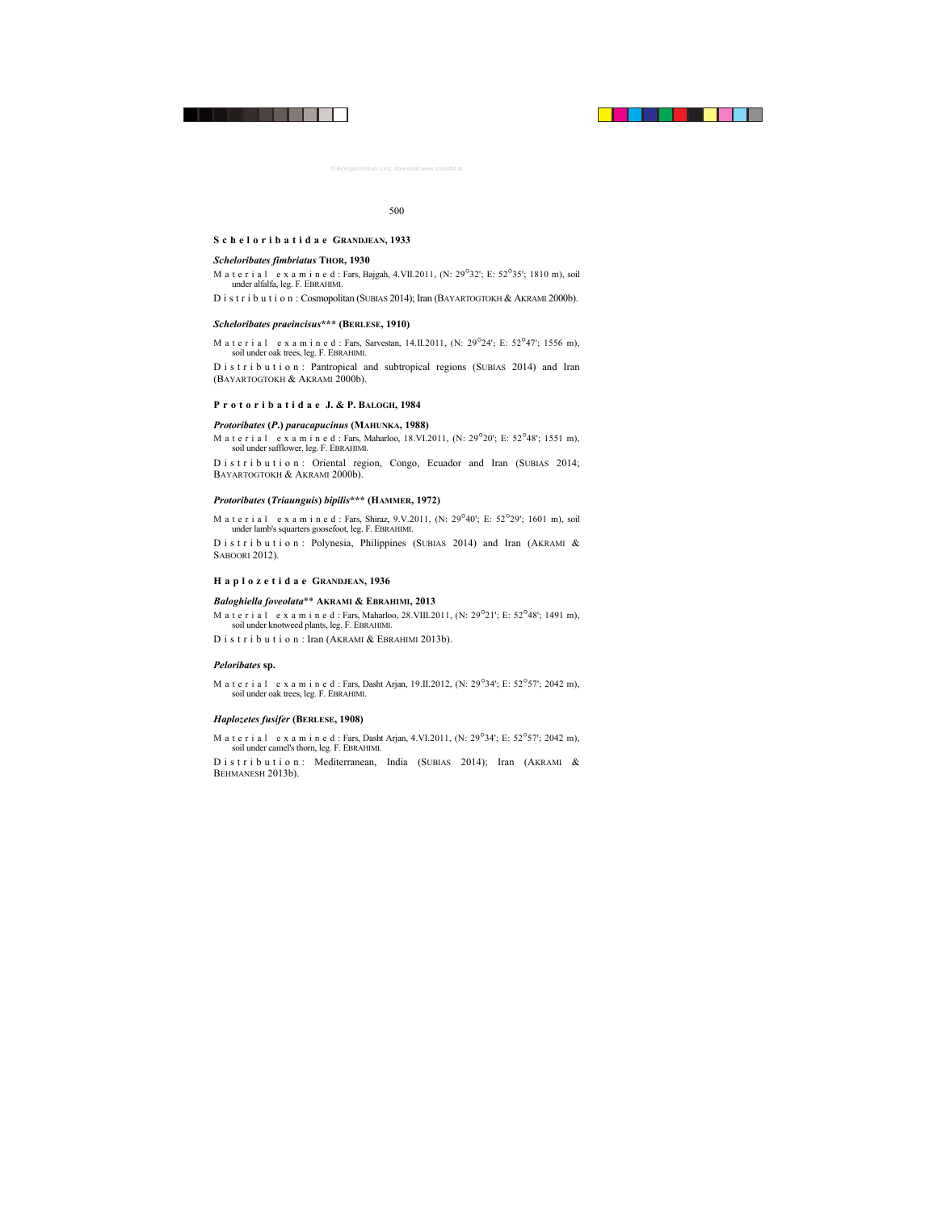## Scheloribatidae GRANDJEAN, 1933

### *Scheloribates fimbriatus* THOR, 1930

Material examined: Fars, Bajgah, 4.VII.2011, (N: 29°32'; E: 52°35'; 1810 m), soil under alfalfa, leg. F. EBRAHIMI.

Distribution: Cosmopolitan (SUBIAS 2014); Iran (BAYARTOGTOKH & AKRAMI 2000b).

### *Scheloribates praeincisus*\*\*\* (BERLESE, 1910)

Material examined: Fars, Sarvestan, 14.II.2011, (N: 29°24'; E: 52°47'; 1556 m), soil under oak trees, leg. F. EBRAHIMI.

Distribution: Pantropical and subtropical regions (SUBIAS 2014) and Iran (BAYARTOGTOKH & AKRAMI 2000b).

## Protoribatidae J. & P. BALOGH, 1984

### *Protoribates* (*P.*) *paracapucinus* (MAHUNKA, 1988)

Material examined: Fars, Maharloo, 18.VI.2011, (N: 29°20'; E: 52°48'; 1551 m), soil under safflower, leg. F. EBRAHIMI.

Distribution: Oriental region, Congo, Ecuador and Iran (SUBIAS 2014; BAYARTOGTOKH & AKRAMI 2000b).

### *Protoribates* (*Triaunguis*) *bipilis*\*\*\* (HAMMER, 1972)

Material examined: Fars, Shiraz, 9.V.2011, (N: 29°40'; E: 52°29'; 1601 m), soil under lamb's squarters goosefoot, leg. F. EBRAHIMI.

Distribution: Polynesia, Philippines (SUBIAS 2014) and Iran (AKRAMI & SABOORI 2012).

## Haplozetidae GRANDJEAN, 1936

### *Baloghiella foveolata*\*\* AKRAMI & EBRAHIMI, 2013

Material examined: Fars, Maharloo, 28.VIII.2011, (N: 29°21'; E: 52°48'; 1491 m), soil under knotweed plants, leg. F. EBRAHIMI.

Distribution: Iran (AKRAMI & EBRAHIMI 2013b).

### *Peloribates* sp.

Material examined: Fars, Dasht Arjan, 19.II.2012, (N: 29°34'; E: 52°57'; 2042 m), soil under oak trees, leg. F. EBRAHIMI.

### *Haplozetes fusifer* (BERLESE, 1908)

Material examined: Fars, Dasht Arjan, 4.VI.2011, (N: 29°34'; E: 52°57'; 2042 m), soil under camel's thorn, leg. F. EBRAHIMI.

Distribution: Mediterranean, India (SUBIAS 2014); Iran (AKRAMI & BEHMANESH 2013b).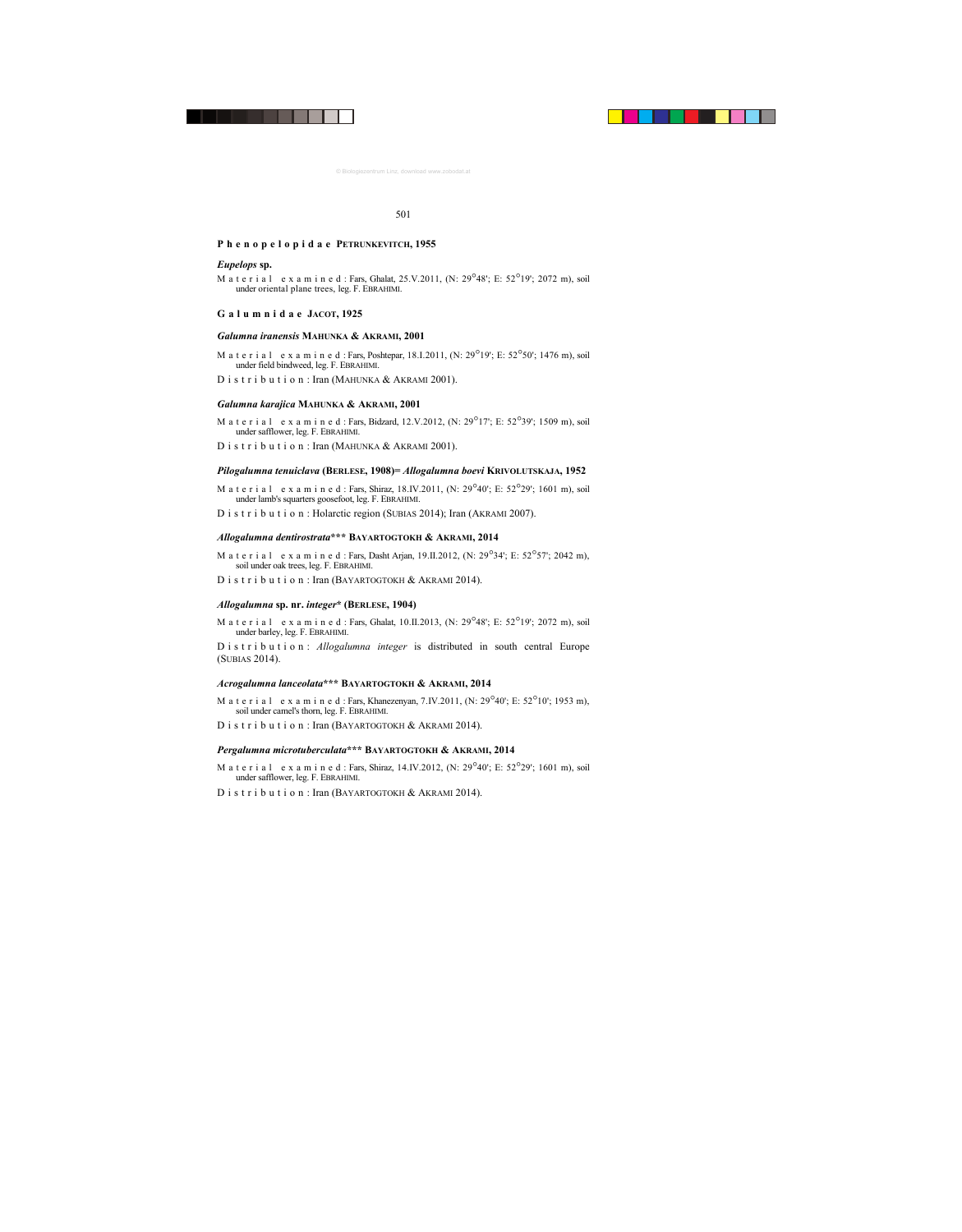## Phenopelopidae PETRUNKEVITCH, 1955

### *Eupelops* sp.

Material examined: Fars, Ghalat, 25.V.2011, (N: 29°48'; E: 52°19'; 2072 m), soil under oriental plane trees, leg. F. EBRAHIMI.

## Galumnidae JACOT, 1925

### *Galumna iranensis* MAHUNKA & AKRAMI, 2001

Material examined: Fars, Poshtepar, 18.I.2011, (N: 29°19'; E: 52°50'; 1476 m), soil under field bindweed, leg. F. EBRAHIMI.

Distribution: Iran (MAHUNKA & AKRAMI 2001).

### *Galumna karajica* MAHUNKA & AKRAMI, 2001

Material examined: Fars, Bidzard, 12.V.2012, (N: 29°17'; E: 52°39'; 1509 m), soil under safflower, leg. F. EBRAHIMI.

Distribution: Iran (MAHUNKA & AKRAMI 2001).

### *Pilogalumna tenuiclava* (BERLESE, 1908)= *Allogalumna boevi* KRIVOLUTSKAJA, 1952

Material examined: Fars, Shiraz, 18.IV.2011, (N: 29°40'; E: 52°29'; 1601 m), soil under lamb's squarters goosefoot, leg. F. EBRAHIMI.

Distribution: Holarctic region (SUBIAS 2014); Iran (AKRAMI 2007).

### *Allogalumna dentirostrata*** BAYARTOGTOKH & AKRAMI, 2014

Material examined: Fars, Dasht Arjan, 19.II.2012, (N: 29°34'; E: 52°57'; 2042 m), soil under oak trees, leg. F. EBRAHIMI.

Distribution: Iran (BAYARTOGTOKH & AKRAMI 2014).

### *Allogalumna* sp. nr. *integer** (BERLESE, 1904)

Material examined: Fars, Ghalat, 10.II.2013, (N: 29°48'; E: 52°19'; 2072 m), soil under barley, leg. F. EBRAHIMI.

Distribution: *Allogalumna integer* is distributed in south central Europe (SUBIAS 2014).

### *Acrogalumna lanceolata*** BAYARTOGTOKH & AKRAMI, 2014

Material examined: Fars, Khanezenyan, 7.IV.2011, (N: 29°40'; E: 52°10'; 1953 m), soil under camel's thorn, leg. F. EBRAHIMI.

Distribution: Iran (BAYARTOGTOKH & AKRAMI 2014).

### *Pergalumna microtuberculata*** BAYARTOGTOKH & AKRAMI, 2014

Material examined: Fars, Shiraz, 14.IV.2012, (N: 29°40'; E: 52°29'; 1601 m), soil under safflower, leg. F. EBRAHIMI.

Distribution: Iran (BAYARTOGTOKH & AKRAMI 2014).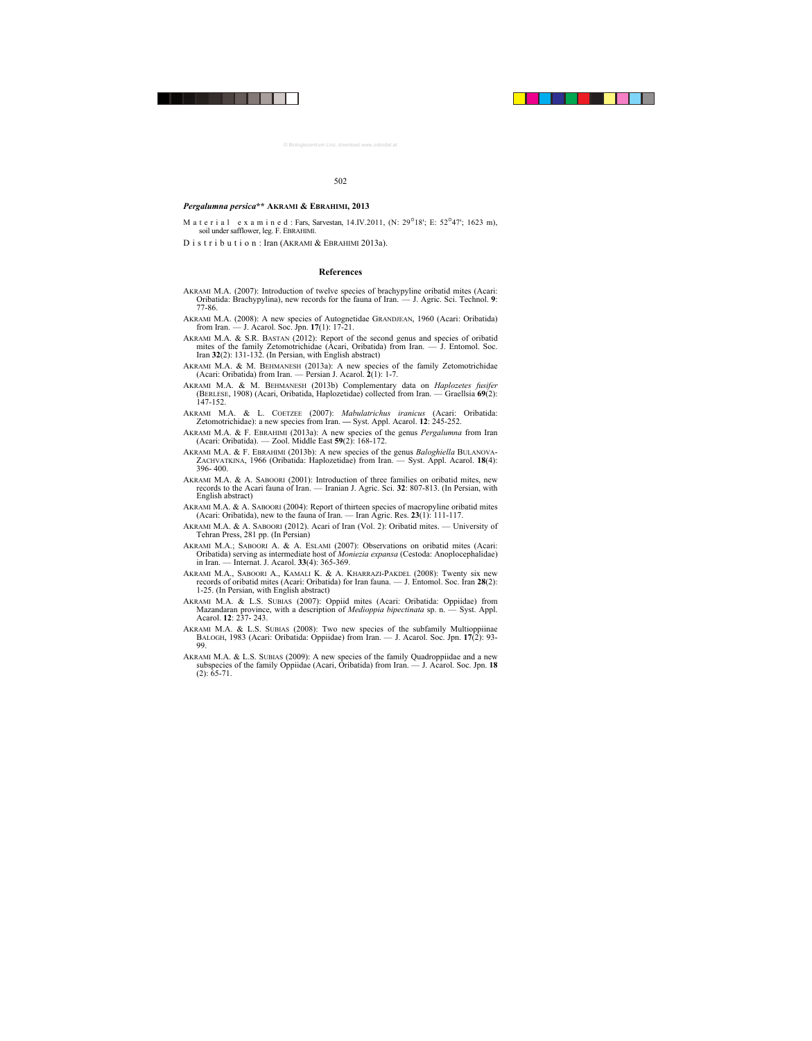***Pergalumna persica*** **\*\* AKRAMI & EBRAHIMI, 2013**

M a t e r i a l e x a m i n e d : Fars, Sarvestan, 14.IV.2011, (N: 29°18'; E: 52°47'; 1623 m), soil under safflower, leg. F. EBRAHIMI.

D i s t r i b u t i o n : Iran (AKRAMI & EBRAHIMI 2013a).

## References

AKRAMI M.A. (2007): Introduction of twelve species of brachypyline oribatid mites (Acari: Oribatida: Brachypylina), new records for the fauna of Iran. — J. Agric. Sci. Technol. **9**: 77-86.

AKRAMI M.A. (2008): A new species of Autognetidae GRANDJEAN, 1960 (Acari: Oribatida) from Iran. — J. Acarol. Soc. Jpn. **17**(1): 17-21.

AKRAMI M.A. & S.R. BASTAN (2012): Report of the second genus and species of oribatid mites of the family Zetomotrichidae (Acari, Oribatida) from Iran. — J. Entomol. Soc. Iran **32**(2): 131-132. (In Persian, with English abstract)

AKRAMI M.A. & M. BEHMANESH (2013a): A new species of the family Zetomotrichidae (Acari: Oribatida) from Iran. — Persian J. Acarol. **2**(1): 1-7.

AKRAMI M.A. & M. BEHMANESH (2013b) Complementary data on *Haplozetes fusifer* (BERLESE, 1908) (Acari, Oribatida, Haplozetidae) collected from Iran. — Graellsia **69**(2): 147-152.

AKRAMI M.A. & L. COETZEE (2007): *Mabulatrichus iranicus* (Acari: Oribatida: Zetomotrichidae): a new species from Iran. — Syst. Appl. Acarol. **12**: 245-252.

AKRAMI M.A. & F. EBRAHIMI (2013a): A new species of the genus *Pergalumna* from Iran (Acari: Oribatida). — Zool. Middle East **59**(2): 168-172.

AKRAMI M.A. & F. EBRAHIMI (2013b): A new species of the genus *Baloghiella* BULANOVA-ZACHVATKINA, 1966 (Oribatida: Haplozetidae) from Iran. — Syst. Appl. Acarol. **18**(4): 396- 400.

AKRAMI M.A. & A. SABOORI (2001): Introduction of three families on oribatid mites, new records to the Acari fauna of Iran. — Iranian J. Agric. Sci. **32**: 807-813. (In Persian, with English abstract)

AKRAMI M.A. & A. SABOORI (2004): Report of thirteen species of macropyline oribatid mites (Acari: Oribatida), new to the fauna of Iran. — Iran Agric. Res. **23**(1): 111-117.

AKRAMI M.A. & A. SABOORI (2012). Acari of Iran (Vol. 2): Oribatid mites. — University of Tehran Press, 281 pp. (In Persian)

AKRAMI M.A.; SABOORI A. & A. ESLAMI (2007): Observations on oribatid mites (Acari: Oribatida) serving as intermediate host of *Moniezia expansa* (Cestoda: Anoplocephalidae) in Iran. — Internat. J. Acarol. **33**(4): 365-369.

AKRAMI M.A., SABOORI A., KAMALI K. & A. KHARRAZI-PAKDEL (2008): Twenty six new records of oribatid mites (Acari: Oribatida) for Iran fauna. — J. Entomol. Soc. Iran **28**(2): 1-25. (In Persian, with English abstract)

AKRAMI M.A. & L.S. SUBIAS (2007): Oppiid mites (Acari: Oribatida: Oppiidae) from Mazandaran province, with a description of *Medioppia bipectinata* sp. n. — Syst. Appl. Acarol. **12**: 237- 243.

AKRAMI M.A. & L.S. SUBIAS (2008): Two new species of the subfamily Multioppiinae BALOGH, 1983 (Acari: Oribatida: Oppiidae) from Iran. — J. Acarol. Soc. Jpn. **17**(2): 93-99.

AKRAMI M.A. & L.S. SUBIAS (2009): A new species of the family Quadroppiidae and a new subspecies of the family Oppiidae (Acari, Oribatida) from Iran. — J. Acarol. Soc. Jpn. **18** (2): 65-71.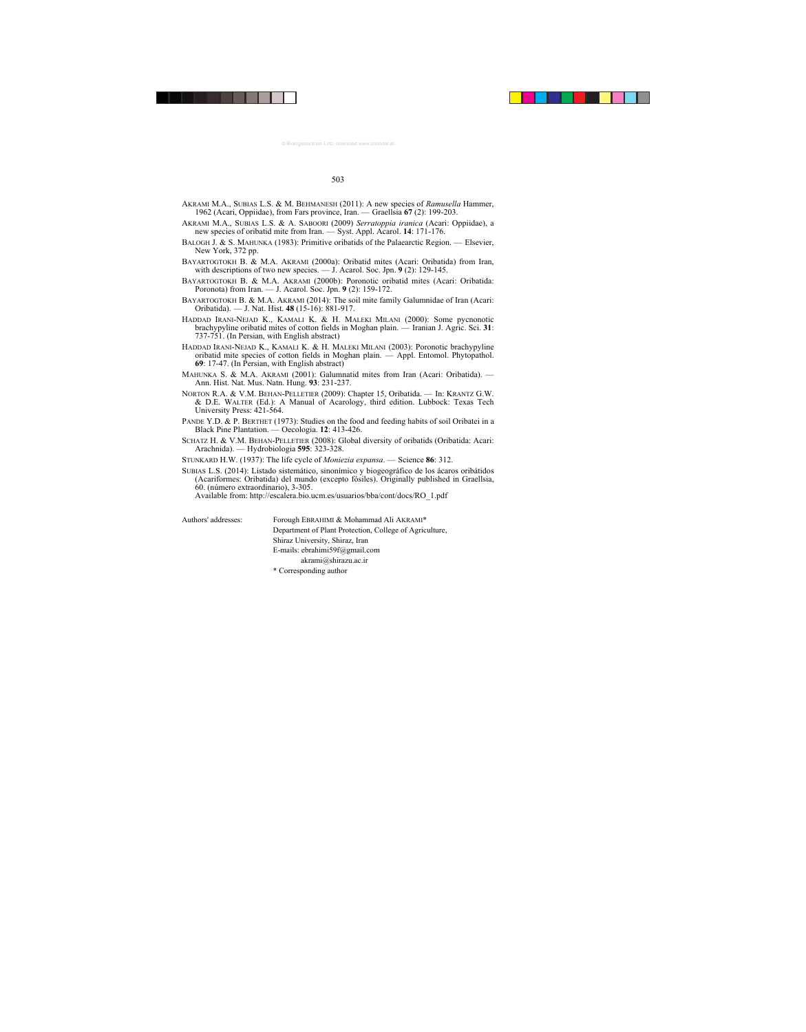AKRAMI M.A., SUBIAS L.S. & M. BEHMANESH (2011): A new species of *Ramusella* Hammer, 1962 (Acari, Oppiidae), from Fars province, Iran. — Graellsia **67** (2): 199-203.

AKRAMI M.A., SUBIAS L.S. & A. SABOORI (2009) *Serratoppia iranica* (Acari: Oppiidae), a new species of oribatid mite from Iran. — Syst. Appl. Acarol. **14**: 171-176.

BALOGH J. & S. MAHUNKA (1983): Primitive oribatids of the Palaearctic Region. — Elsevier, New York, 372 pp.

BAYARTOGTOKH B. & M.A. AKRAMI (2000a): Oribatid mites (Acari: Oribatida) from Iran, with descriptions of two new species. — J. Acarol. Soc. Jpn. **9** (2): 129-145.

BAYARTOGTOKH B. & M.A. AKRAMI (2000b): Poronotic oribatid mites (Acari: Oribatida: Poronota) from Iran. — J. Acarol. Soc. Jpn. **9** (2): 159-172.

BAYARTOGTOKH B. & M.A. AKRAMI (2014): The soil mite family Galumnidae of Iran (Acari: Oribatida). — J. Nat. Hist. **48** (15-16): 881-917.

HADDAD IRANI-NEJAD K., KAMALI K. & H. MALEKI MILANI (2000): Some pycnonotic brachypyline oribatid mites of cotton fields in Moghan plain. — Iranian J. Agric. Sci. **31**: 737-751. (In Persian, with English abstract)

HADDAD IRANI-NEJAD K., KAMALI K. & H. MALEKI MILANI (2003): Poronotic brachypyline oribatid mite species of cotton fields in Moghan plain. — Appl. Entomol. Phytopathol. **69**: 17-47. (In Persian, with English abstract)

MAHUNKA S. & M.A. AKRAMI (2001): Galumnatid mites from Iran (Acari: Oribatida). — Ann. Hist. Nat. Mus. Natn. Hung. **93**: 231-237.

NORTON R.A. & V.M. BEHAN-PELLETIER (2009): Chapter 15, Oribatida. — In: KRANTZ G.W. & D.E. WALTER (Ed.): A Manual of Acarology, third edition. Lubbock: Texas Tech University Press: 421-564.

PANDE Y.D. & P. BERTHET (1973): Studies on the food and feeding habits of soil Oribatei in a Black Pine Plantation. — Oecologia. **12**: 413-426.

SCHATZ H. & V.M. BEHAN-PELLETIER (2008): Global diversity of oribatids (Oribatida: Acari: Arachnida). — Hydrobiologia **595**: 323-328.

STUNKARD H.W. (1937): The life cycle of *Moniezia expansa*. — Science **86**: 312.

SUBIAS L.S. (2014): Listado sistemático, sinonímico y biogeográfico de los ácaros oribátidos (Acariformes: Oribatida) del mundo (excepto fósiles). Originally published in Graellsia, 60. (número extraordinario), 3-305. Available from: http://escalera.bio.ucm.es/usuarios/bba/cont/docs/RO_1.pdf

Authors' addresses: Forough EBRAHIMI & Mohammad Ali AKRAMI*
Department of Plant Protection, College of Agriculture,
Shiraz University, Shiraz, Iran
E-mails: ebrahimi59f@gmail.com
akrami@shirazu.ac.ir
* Corresponding author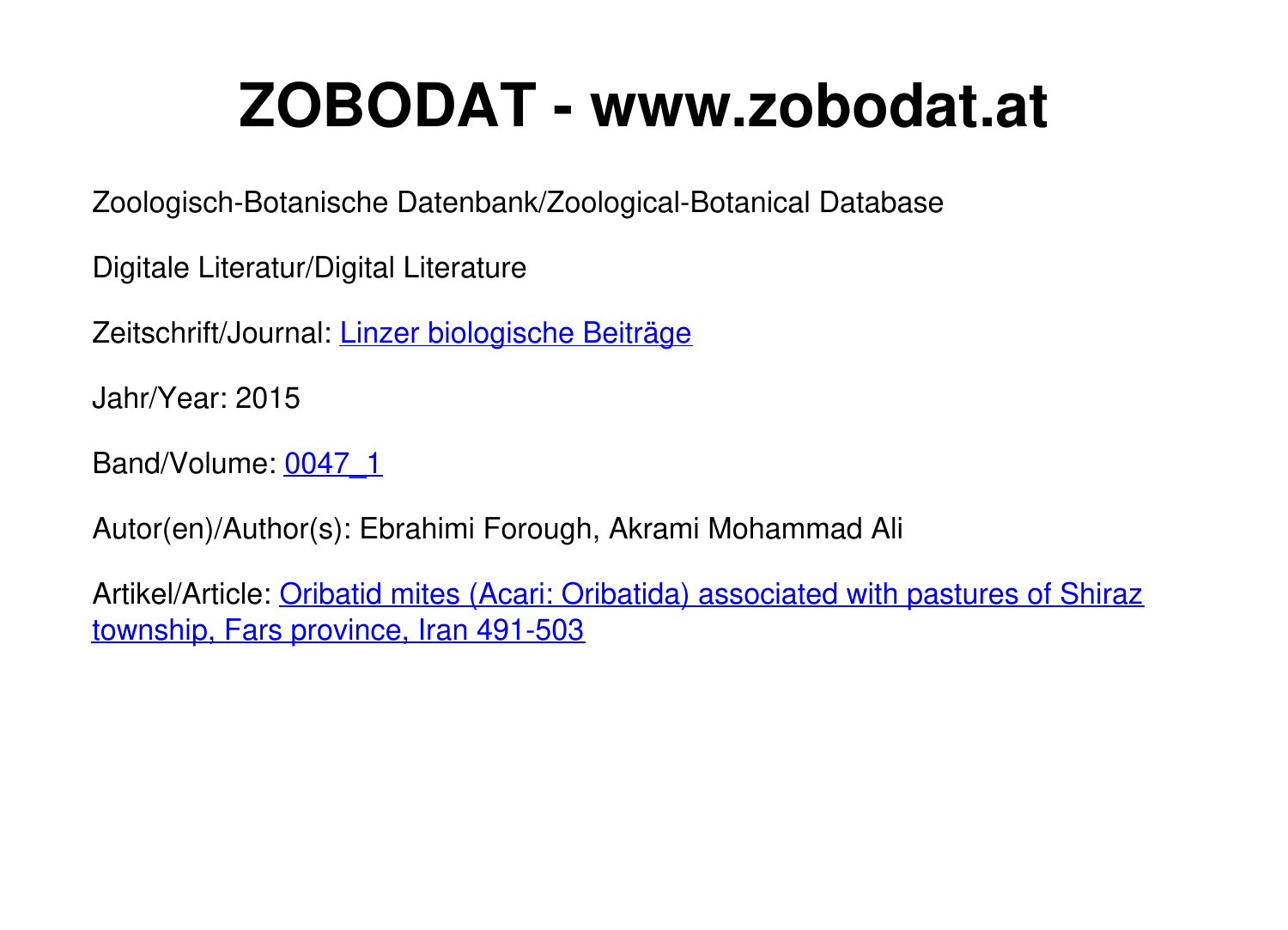# ZOBODAT - www.zobodat.at

Zoologisch-Botanische Datenbank/Zoological-Botanical Database

Digitale Literatur/Digital Literature

Zeitschrift/Journal: Linzer biologische Beiträge

Jahr/Year: 2015

Band/Volume: 0047_1

Autor(en)/Author(s): Ebrahimi Forough, Akrami Mohammad Ali

Artikel/Article: Oribatid mites (Acari: Oribatida) associated with pastures of Shiraz township, Fars province, Iran 491-503